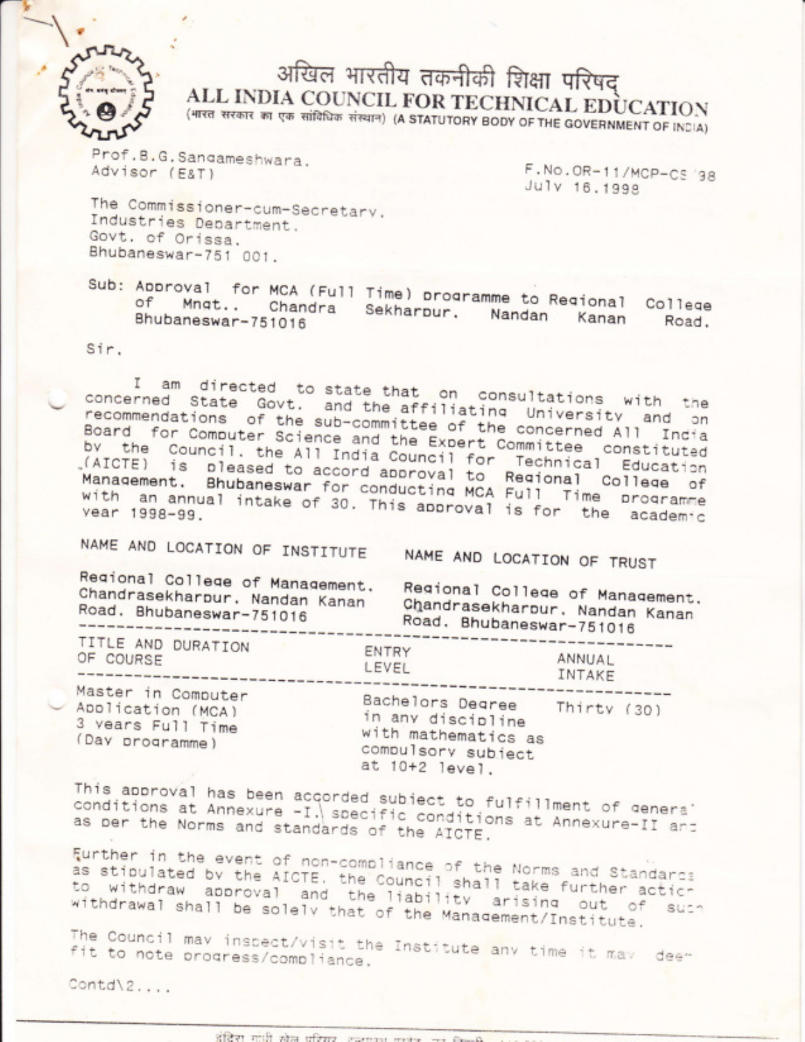# अखिल भारतीय तकनीकी शिक्षा परिषद्

## ALL INDIA COUNCIL FOR TECHNICAL EDUCATION

(भारत सरकार का एक सांविधिक संस्थान) (A STATUTORY BODY OF THE GOVERNMENT OF INDIA)

Prof.B.G.Sangameshwara.
Advisor (E&T)

F.No.OR-11/MCP-CS/98
July 16.1998

The Commissioner-cum-Secretary.
Industries Department.
Govt. of Orissa.
Bhubaneswar-751 001.

Sub: Approval for MCA (Full Time) programme to Regional College of Mngt.. Chandra Sekharpur. Nandan Kanan Road. Bhubaneswar-751016

Sir,

I am directed to state that on consultations with the concerned State Govt. and the affiliating University and on recommendations of the sub-committee of the concerned All India Board for Computer Science and the Expert Committee constituted by the Council. the All India Council for Technical Education (AICTE) is pleased to accord approval to Regional College of Management. Bhubaneswar for conducting MCA Full Time programme with an annual intake of 30. This approval is for the academic year 1998-99.

| NAME AND LOCATION OF INSTITUTE | NAME AND LOCATION OF TRUST |
|---|---|
| Regional College of Management. Chandrasekharpur. Nandan Kanan Road. Bhubaneswar-751016 | Regional College of Management. Chandrasekharpur. Nandan Kanan Road. Bhubaneswar-751016 |

| TITLE AND DURATION OF COURSE | ENTRY LEVEL | ANNUAL INTAKE |
|---|---|---|
| Master in Computer Application (MCA) 3 years Full Time (Day programme) | Bachelors Degree in any discipline with mathematics as compulsory subject at 10+2 level. | Thirty (30) |

This approval has been accorded subject to fulfillment of general conditions at Annexure -I.\ specific conditions at Annexure-II and as per the Norms and standards of the AICTE.

Further in the event of non-compliance of the Norms and Standards as stipulated by the AICTE. the Council shall take further action to withdraw approval and the liability arising out of such withdrawal shall be solely that of the Management/Institute.

The Council may inspect/visit the Institute any time it may deem fit to note progress/compliance.

Contd\2....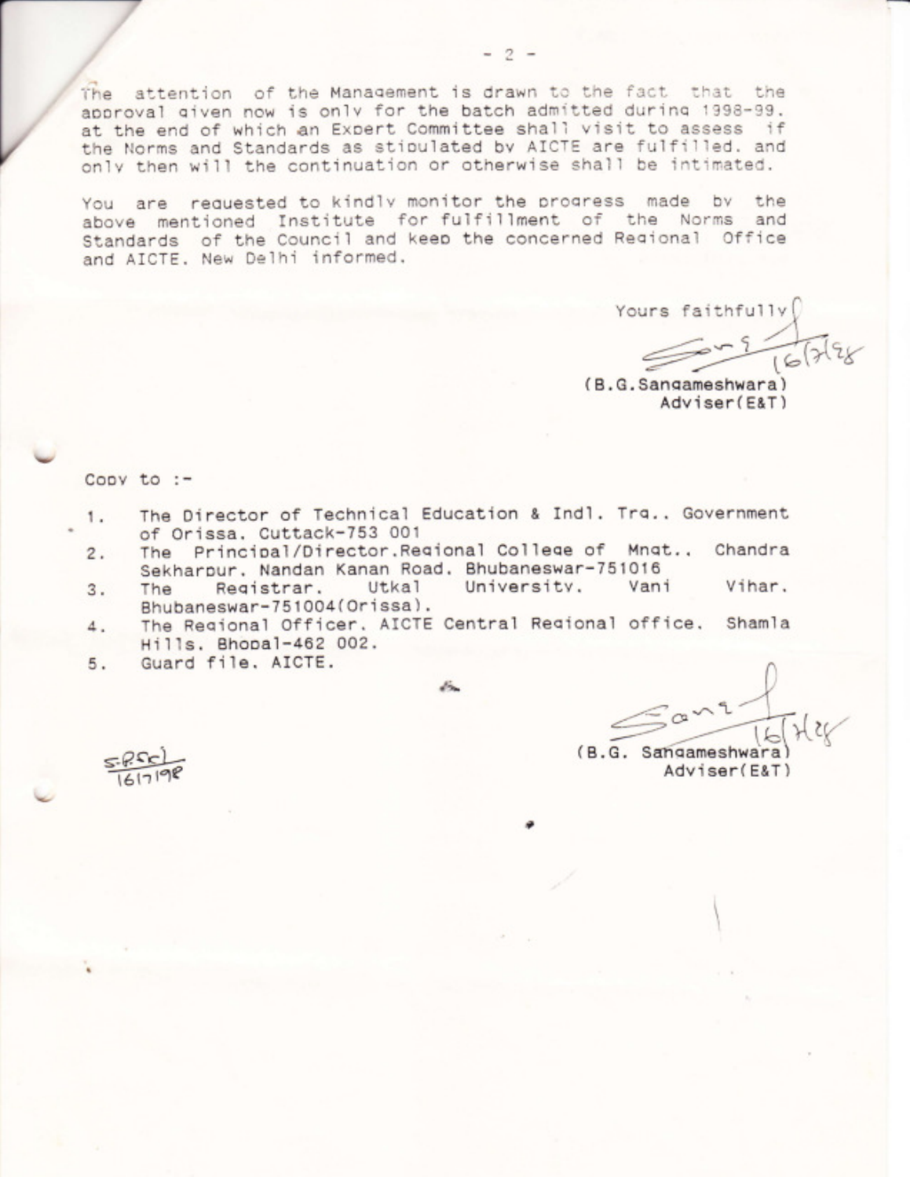The attention of the Management is drawn to the fact that the approval given now is only for the batch admitted during 1998-99. at the end of which an Expert Committee shall visit to assess if the Norms and Standards as stipulated by AICTE are fulfilled. and only then will the continuation or otherwise shall be intimated.

You are requested to kindly monitor the progress made by the above mentioned Institute for fulfillment of the Norms and Standards of the Council and keep the concerned Regional Office and AICTE. New Delhi informed.

Yours faithfully

16/7/98

(B.G.Sangameshwara)
Adviser(E&T)

Copy to :-

1. The Director of Technical Education & Indl. Trg.. Government of Orissa. Cuttack-753 001
2. The Principal/Director.Regional College of Mngt.. Chandra Sekharpur. Nandan Kanan Road. Bhubaneswar-751016
3. The Registrar. Utkal University. Vani Vihar. Bhubaneswar-751004(Orissa).
4. The Regional Officer. AICTE Central Regional office. Shamla Hills. Bhopal-462 002.
5. Guard file. AICTE.

16/7/98

(B.G. Sangameshwara)
Adviser(E&T)

16/7/98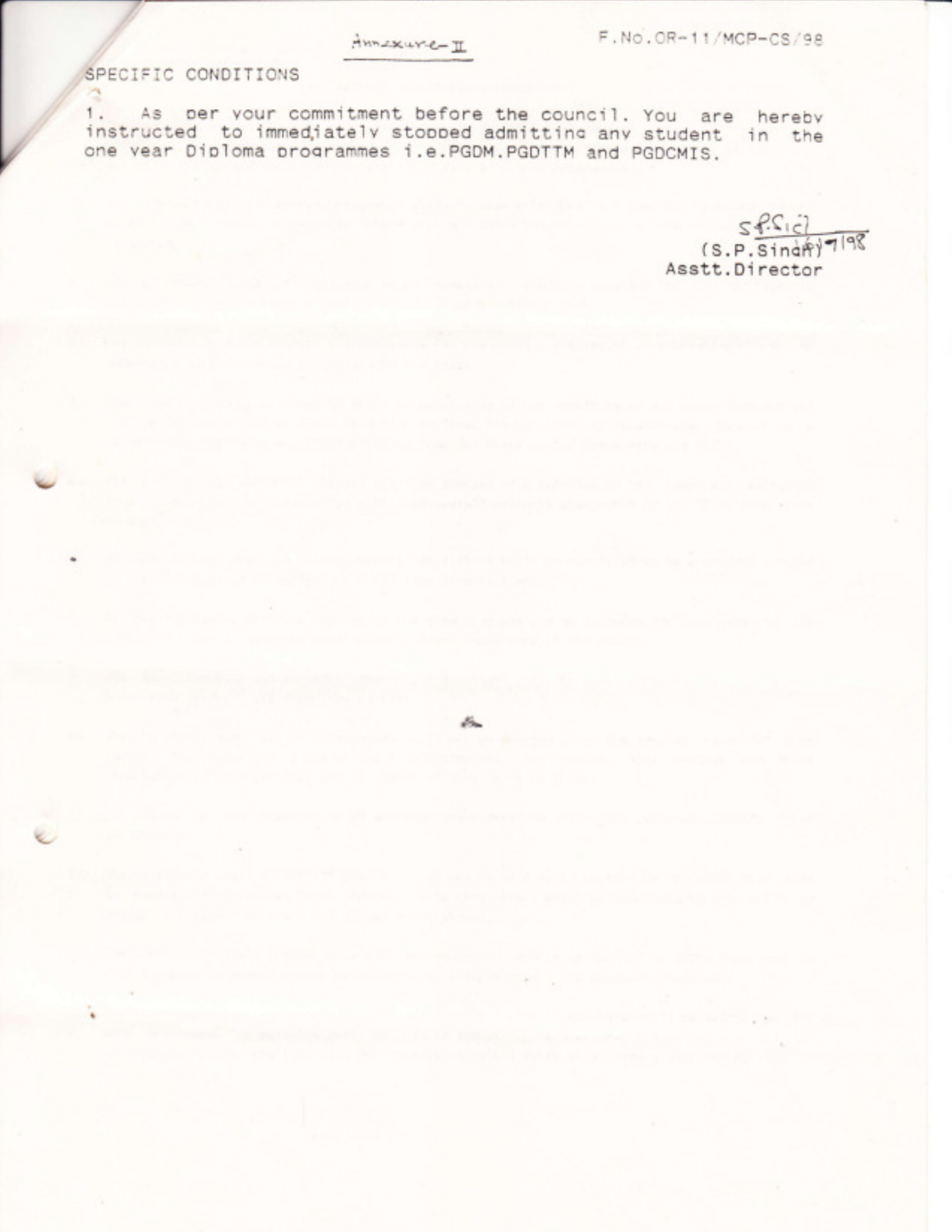Annexure-II

F.No.OR-11/MCP-CS/98

SPECIFIC CONDITIONS

1. As per your commitment before the council. You are hereby instructed to immediately stopped admitting any student in the one year Diploma programmes i.e.PGDM.PGDTTM and PGDCMIS.

(S.P.Singh) 7/98
Asstt.Director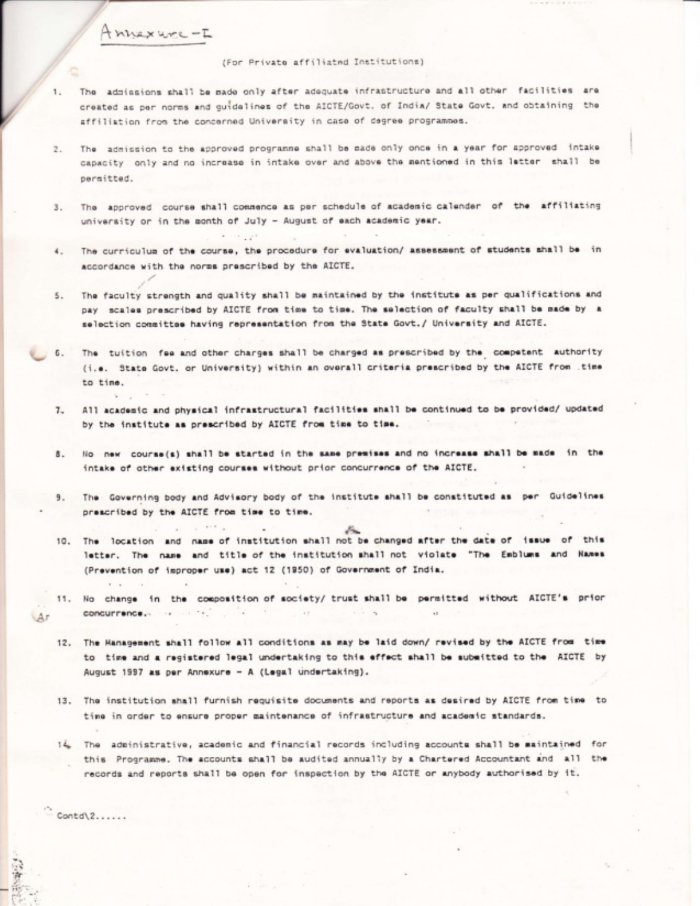Annexure-I

(For Private affiliated Institutions)

1. The admissions shall be made only after adequate infrastructure and all other facilities are created as per norms and guidelines of the AICTE/Govt. of India/ State Govt. and obtaining the affiliation from the concerned University in case of degree programmes.

2. The admission to the approved programme shall be made only once in a year for approved intake capacity only and no increase in intake over and above the mentioned in this letter shall be permitted.

3. The approved course shall commence as per schedule of academic calender of the affiliating university or in the month of July - August of each academic year.

4. The curriculum of the course, the procedure for evaluation/ assessment of students shall be in accordance with the norms prescribed by the AICTE.

5. The faculty strength and quality shall be maintained by the institute as per qualifications and pay scales prescribed by AICTE from time to time. The selection of faculty shall be made by a selection committee having representation from the State Govt./ University and AICTE.

6. The tuition fee and other charges shall be charged as prescribed by the competent authority (i.e. State Govt. or University) within an overall criteria prescribed by the AICTE from time to time.

7. All academic and physical infrastructural facilities shall be continued to be provided/ updated by the institute as prescribed by AICTE from time to time.

8. No new course(s) shall be started in the same premises and no increase shall be made in the intake of other existing courses without prior concurrence of the AICTE.

9. The Governing body and Advisory body of the institute shall be constituted as per Guidelines prescribed by the AICTE from time to time.

10. The location and name of institution shall not be changed after the date of issue of this letter. The name and title of the institution shall not violate "The Emblums and Names (Prevention of improper use) act 12 (1950) of Government of India.

11. No change in the composition of society/ trust shall be permitted without AICTE's prior concurrence.

12. The Management shall follow all conditions as may be laid down/ revised by the AICTE from time to time and a registered legal undertaking to this effect shall be submitted to the AICTE by August 1997 as per Annexure - A (Legal Undertaking).

13. The institution shall furnish requisite documents and reports as desired by AICTE from time to time in order to ensure proper maintenance of infrastructure and academic standards.

14. The administrative, academic and financial records including accounts shall be maintained for this Programme. The accounts shall be audited annually by a Chartered Accountant and all the records and reports shall be open for inspection by the AICTE or anybody authorised by it.

Contd\2......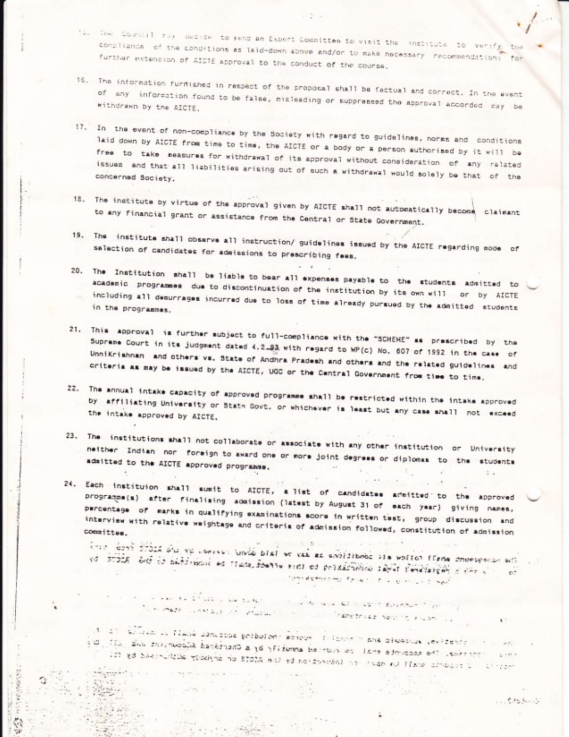15. The Council may decide to send an Expert Committee to visit the institute to verify the compliance of the conditions as laid-down above and/or to make necessary recommendations for further extension of AICTE approval to the conduct of the course.

16. The information furnished in respect of the proposal shall be factual and correct. In the event of any information found to be false, misleading or suppressed the approval accorded may be withdrawn by the AICTE.

17. In the event of non-compliance by the Society with regard to guidelines, norms and conditions laid down by AICTE from time to time, the AICTE or a body or a person authorised by it will be free to take measures for withdrawal of its approval without consideration of any related issues and that all liabilities arising out of such a withdrawal would solely be that of the concerned Society.

18. The institute by virtue of the approval given by AICTE shall not automatically become claimant to any financial grant or assistance from the Central or State Government.

19. The institute shall observe all instruction/ guidelines issued by the AICTE regarding mode of selection of candidates for admissions to prescribing fees.

20. The Institution shall be liable to bear all expenses payable to the students admitted to academic programmes due to discontinuation of the institution by its own will or by AICTE including all demurrages incurred due to loss of time already pursued by the admitted students in the programmes.

21. This approval is further subject to full-compliance with the "SCHEME" as prescribed by the Supreme Court in its judgement dated 4.2.93 with regard to WP(c) No. 607 of 1992 in the case of Unnikrishnan and others vs. State of Andhra Pradesh and others and the related guidelines and criteria as may be issued by the AICTE, UGC or the Central Government from time to time.

22. The annual intake capacity of approved programme shall be restricted within the intake approved by affiliating University or State Govt. or whichever is least but any case shall not exceed the intake approved by AICTE.

23. The institutions shall not collaborate or associate with any other institution or University neither Indian nor foreign to award one or more joint degrees or diplomas to the students admitted to the AICTE approved programme.

24. Each instituion shall sumit to AICTE, a list of candidates admitted to the approved programme(s) after finalising admission (latest by August 31 of each year) giving names, percentage of marks in qualifying examinations score in written test, group discussion and interview with relative weightage and criteria of admission followed, constitution of admission committee.